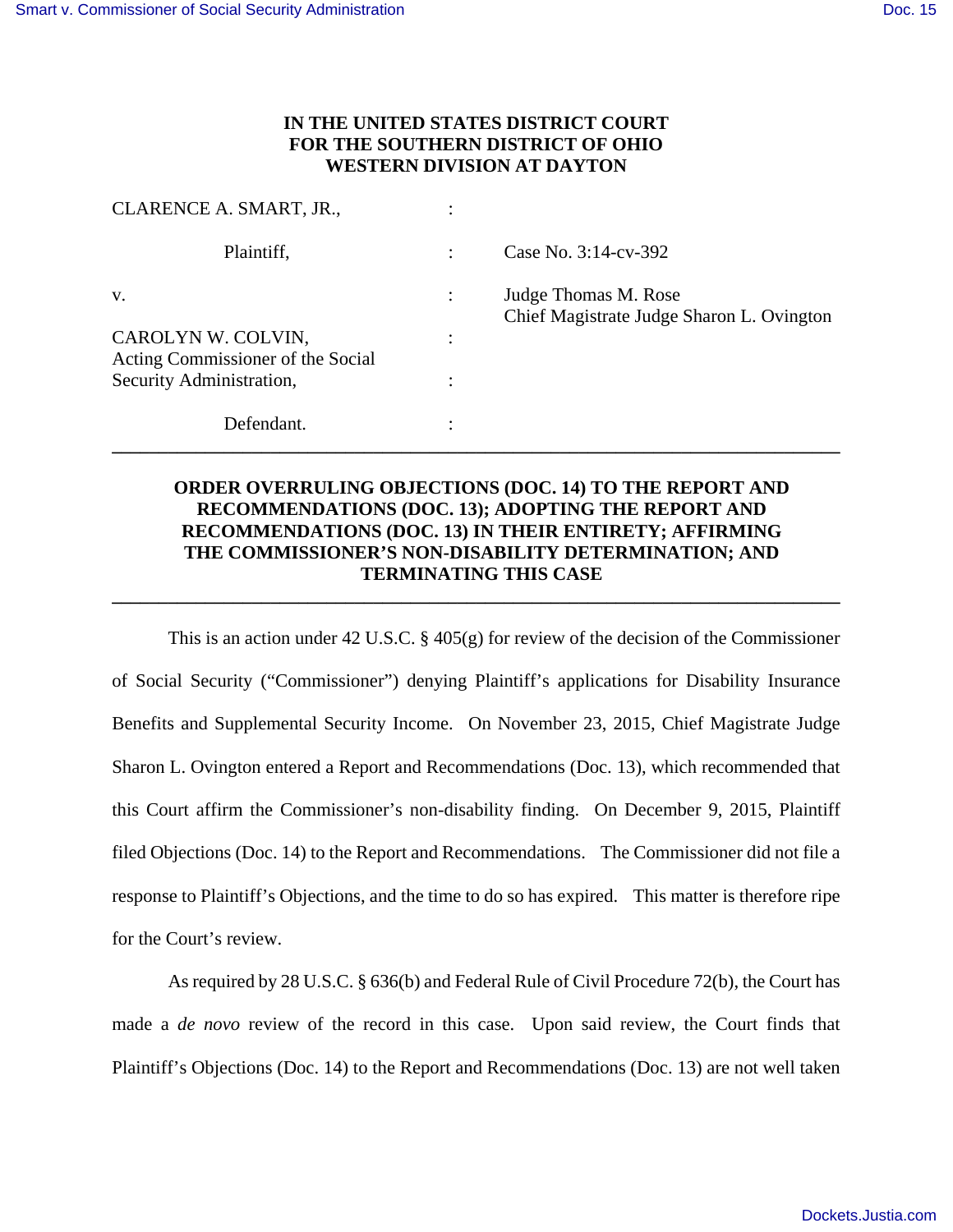**IN THE UNITED STATES DISTRICT COURT**
**FOR THE SOUTHERN DISTRICT OF OHIO**
**WESTERN DIVISION AT DAYTON**

| | | |
|---|---|---|
| CLARENCE A. SMART, JR., | : | |
| Plaintiff, | : | Case No. 3:14-cv-392 |
| v. | : | Judge Thomas M. Rose<br>Chief Magistrate Judge Sharon L. Ovington |
| CAROLYN W. COLVIN, Acting Commissioner of the Social Security Administration, | : | |
| Defendant. | : | |

---

**ORDER OVERRULING OBJECTIONS (DOC. 14) TO THE REPORT AND RECOMMENDATIONS (DOC. 13); ADOPTING THE REPORT AND RECOMMENDATIONS (DOC. 13) IN THEIR ENTIRETY; AFFIRMING THE COMMISSIONER'S NON-DISABILITY DETERMINATION; AND TERMINATING THIS CASE**

---

This is an action under 42 U.S.C. § 405(g) for review of the decision of the Commissioner of Social Security ("Commissioner") denying Plaintiff's applications for Disability Insurance Benefits and Supplemental Security Income. On November 23, 2015, Chief Magistrate Judge Sharon L. Ovington entered a Report and Recommendations (Doc. 13), which recommended that this Court affirm the Commissioner's non-disability finding. On December 9, 2015, Plaintiff filed Objections (Doc. 14) to the Report and Recommendations. The Commissioner did not file a response to Plaintiff's Objections, and the time to do so has expired. This matter is therefore ripe for the Court's review.

As required by 28 U.S.C. § 636(b) and Federal Rule of Civil Procedure 72(b), the Court has made a *de novo* review of the record in this case. Upon said review, the Court finds that Plaintiff's Objections (Doc. 14) to the Report and Recommendations (Doc. 13) are not well taken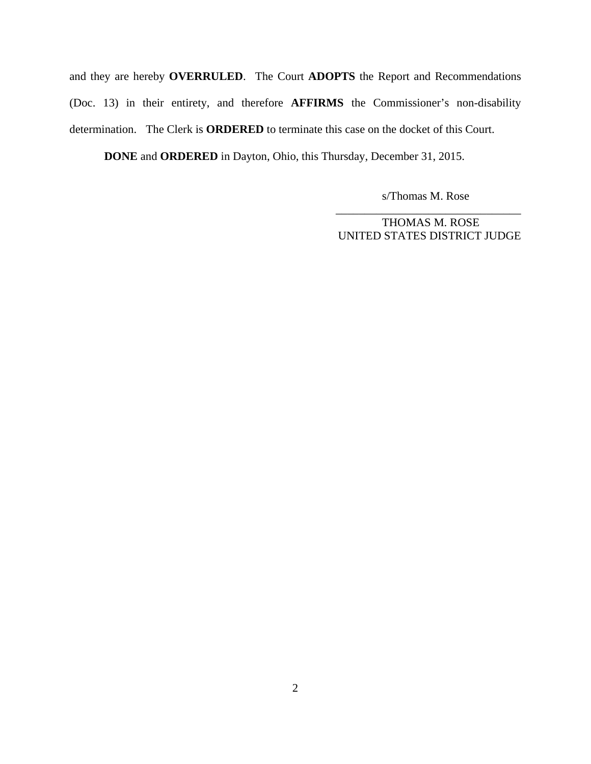and they are hereby **OVERRULED**. The Court **ADOPTS** the Report and Recommendations (Doc. 13) in their entirety, and therefore **AFFIRMS** the Commissioner's non-disability determination. The Clerk is **ORDERED** to terminate this case on the docket of this Court.

**DONE** and **ORDERED** in Dayton, Ohio, this Thursday, December 31, 2015.

s/Thomas M. Rose

\_\_\_\_\_\_\_\_\_\_\_\_\_\_\_\_\_\_\_\_\_\_\_\_\_\_\_\_\_\_\_\_

THOMAS M. ROSE
UNITED STATES DISTRICT JUDGE